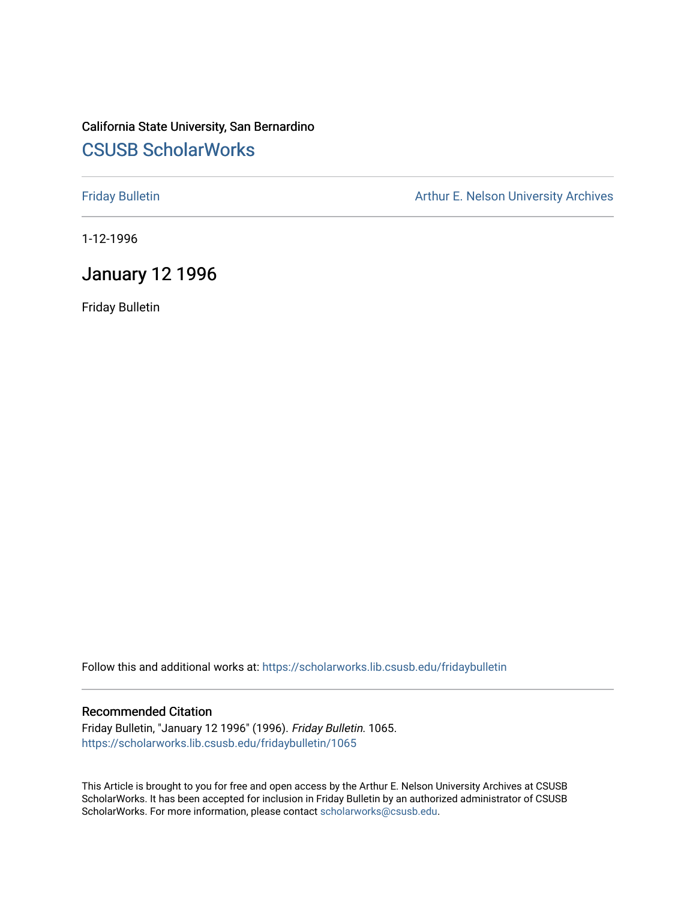California State University, San Bernardino

## CSUSB ScholarWorks

Friday Bulletin

Arthur E. Nelson University Archives

1-12-1996

# January 12 1996

Friday Bulletin

Follow this and additional works at: https://scholarworks.lib.csusb.edu/fridaybulletin

### Recommended Citation

Friday Bulletin, "January 12 1996" (1996). *Friday Bulletin*. 1065.
https://scholarworks.lib.csusb.edu/fridaybulletin/1065

This Article is brought to you for free and open access by the Arthur E. Nelson University Archives at CSUSB ScholarWorks. It has been accepted for inclusion in Friday Bulletin by an authorized administrator of CSUSB ScholarWorks. For more information, please contact scholarworks@csusb.edu.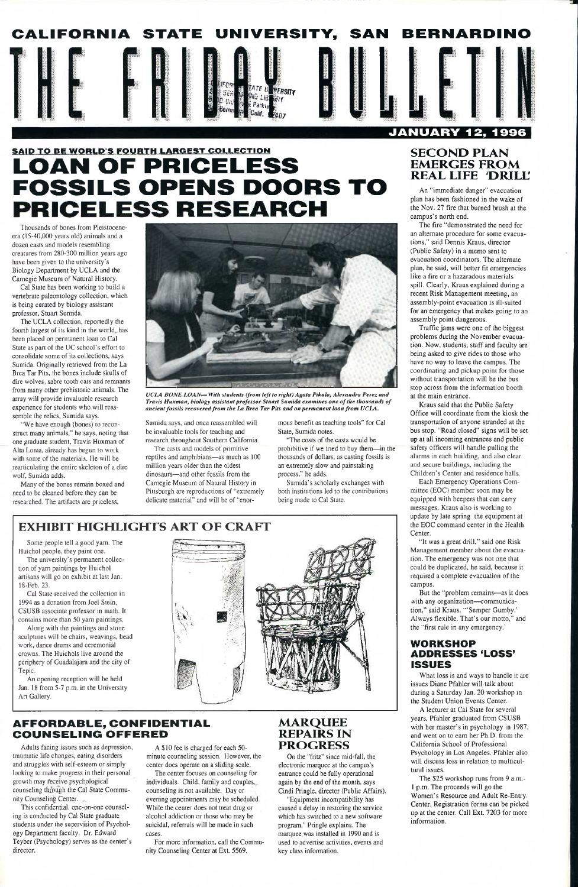# CALIFORNIA STATE UNIVERSITY, SAN BERNARDINO

# THE FRIDAY BULLETIN

**JANUARY 12, 1996**

**SAID TO BE WORLD'S FOURTH LARGEST COLLECTION**

## LOAN OF PRICELESS FOSSILS OPENS DOORS TO PRICELESS RESEARCH

Thousands of bones from Pleistocene-era (15-40,000 years old) animals and a dozen casts and models resembling creatures from 280-300 million years ago have been given to the university's Biology Department by UCLA and the Carnegie Museum of Natural History.

Cal State has been working to build a vertebrate paleontology collection, which is being curated by biology assistant professor, Stuart Sumida.

The UCLA collection, reportedly the fourth largest of its kind in the world, has been placed on permanent loan to Cal State as part of the UC school's effort to consolidate some of its collections, says Sumida. Originally retrieved from the La Brea Tar Pits, the bones include skulls of dire wolves, sabre tooth cats and remnants from many other prehistoric animals. The array will provide invaluable research experience for students who will reassemble the relics, Sumida says.

"We have enough (bones) to reconstruct many animals," he says, noting that one graduate student, Travis Huxman of Alta Loma, already has begun to work with some of the materials. He will be rearticulating the entire skeleton of a dire wolf, Sumida adds.

Many of the bones remain boxed and need to be cleaned before they can be researched. The artifacts are priceless, Sumida says, and once reassembled will be invaluable tools for teaching and research throughout Southern California.

The casts and models of primitive reptiles and amphibians—as much as 100 million years older than the oldest dinosaurs—and other fossils from the Carnegie Museum of Natural History in Pittsburgh are reproductions of "extremely delicate material" and will be of "enormous benefit as teaching tools" for Cal State, Sumida notes.

"The costs of the casts would be prohibitive if we tried to buy them—in the thousands of dollars, as casting fossils is an extremely slow and painstaking process," he adds.

Sumida's scholarly exchanges with both institutions led to the contributions being made to Cal State.

*UCLA BONE LOAN—With students (from left to right) Agata Pikula, Alexandra Perez and Travis Huxman, biology assistant professor Stuart Sumida examines one of the thousands of ancient fossils recovered from the La Brea Tar Pits and on permanent loan from UCLA.*

## SECOND PLAN EMERGES FROM REAL LIFE 'DRILL'

An "immediate danger" evacuation plan has been fashioned in the wake of the Nov. 27 fire that burned brush at the campus's north end.

The fire "demonstrated the need for an alternate procedure for some evacuations," said Dennis Kraus, director (Public Safety) in a memo sent to evacuation coordinators. The alternate plan, he said, will better fit emergencies like a fire or a hazardous materials spill. Clearly, Kraus explained during a recent Risk Management meeting, an assembly-point evacuation is ill-suited for an emergency that makes going to an assembly point dangerous.

Traffic jams were one of the biggest problems during the November evacuation. Now, students, staff and faculty are being asked to give rides to those who have no way to leave the campus. The coordinating and pickup point for those without transportation will be the bus stop across from the information booth at the main entrance.

Kraus said that the Public Safety Office will coordinate from the kiosk the transportation of anyone stranded at the bus stop. "Road closed" signs will be set up at all incoming entrances and public safety officers will handle pulling the alarms in each building, and also clear and secure buildings, including the Children's Center and residence halls.

Each Emergency Operations Committee (EOC) member soon may be equipped with beepers that can carry messages. Kraus also is working to update by late spring the equipment at the EOC command center in the Health Center.

"It was a great drill," said one Risk Management member about the evacuation. The emergency was not one that could be duplicated, he said, because it required a complete evacuation of the campus.

But the "problem remains—as it does with any organization—communication," said Kraus. "'Semper Gumby.' Always flexible. That's our motto," and the "first rule in any emergency."

## EXHIBIT HIGHLIGHTS ART OF CRAFT

Some people tell a good yarn. The Huichol people, they paint one.

The university's permanent collection of yarn paintings by Huichol artisans will go on exhibit at last Jan. 18-Feb. 23.

Cal State received the collection in 1994 as a donation from Joel Stein, CSUSB associate professor in math. It contains more than 50 yarn paintings.

Along with the paintings and stone sculptures will be chairs, weavings, bead work, dance drums and ceremonial crowns. The Huichols live around the periphery of Guadalajara and the city of Tepic.

An opening reception will be held Jan. 18 from 5-7 p.m. in the University Art Gallery.

## WORKSHOP ADDRESSES 'LOSS' ISSUES

What loss is and ways to handle it are issues Diane Pfahler will talk about during a Saturday Jan. 20 workshop in the Student Union Events Center.

A lecturer at Cal State for several years, Pfahler graduated from CSUSB with her master's in psychology in 1987, and went on to earn her Ph.D. from the California School of Professional Psychology in Los Angeles. Pfahler also will discuss loss in relation to multicultural issues.

The $25 workshop runs from 9 a.m.-1 p.m. The proceeds will go the Women's Resource and Adult Re-Entry Center. Registration forms can be picked up at the center. Call Ext. 7203 for more information.

## AFFORDABLE, CONFIDENTIAL COUNSELING OFFERED

Adults facing issues such as depression, traumatic life changes, eating disorders and struggles with self-esteem or simply looking to make progress in their personal growth may receive psychological counseling through the Cal State Community Counseling Center.

This confidential, one-on-one counseling is conducted by Cal State graduate students under the supervision of Psychology Department faculty. Dr. Edward Teyber (Psychology) serves as the center's director.

A $10 fee is charged for each 50-minute counseling session. However, the center does operate on a sliding scale.

The center focuses on counseling for individuals. Child, family and couples counseling is not available. Day or evening appointments may be scheduled. While the center does not treat drug or alcohol addiction or those who may be suicidal, referrals will be made in such cases.

For more information, call the Community Counseling Center at Ext. 5569.

## MARQUEE REPAIRS IN PROGRESS

On the "fritz" since mid-fall, the electronic marquee at the campus's entrance could be fully operational again by the end of the month, says Cindi Pringle, director (Public Affairs).

"Equipment incompatibility has caused a delay in restoring the service which has switched to a new software program," Pringle explains. The marquee was installed in 1990 and is used to advertise activities, events and key class information.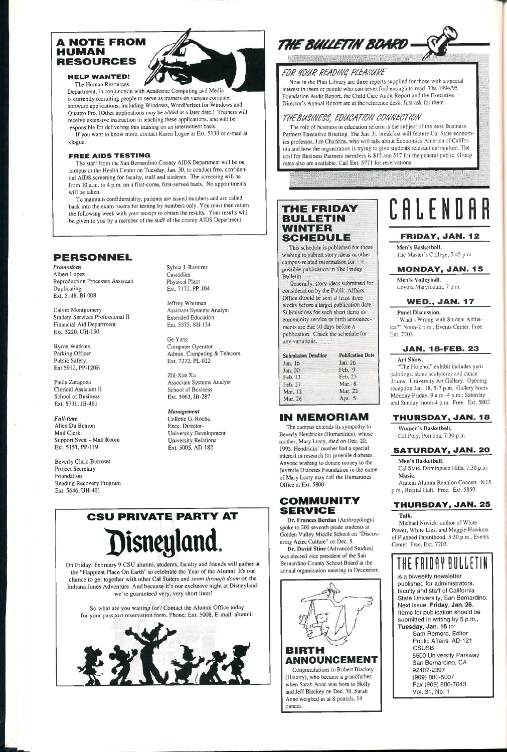## A NOTE FROM HUMAN RESOURCES

### HELP WANTED!

The Human Resources Department, in conjunction with Academic Computing and Media is currently recruiting people to serve as trainers on various computer software applications, including Windows, WordPerfect for Windows and Quattro Pro. (Other applications may be added at a later date.) Trainers will receive extensive instruction in teaching these applications, and will be responsible for delivering this training on an intermittent basis.

If you want to know more, contact Karen Logue at Ext. 5138 or e-mail at klogue.

### FREE AIDS TESTING

The staff from the San Bernardino County AIDS Department will be on campus at the Health Center on Tuesday, Jan. 30, to conduct free, confidential AIDS screening for faculty, staff and students. The screening will be from 10 a.m. to 4 p.m. on a first-come, first-served basis. No appointments will be taken.

To maintain confidentiality, patients are issued numbers and are called back into the exam rooms for testing by numbers only. You must then return the following week with your receipt to obtain the results. Your results will be given to you by a member of the staff of the county AIDS Department.

## PERSONNEL

*Promotions*

Albert Lopez
Reproduction Processes Assistant
Duplicating
Ext. 5148, BI-008

Calvin Montgomery
Student Services Professional II
Financial Aid Department
Ext. 5220, UH-150

Byron Watkins
Parking Officer
Public Safety
Ext 5912, PP-120B

Paula Zaragoza
Clerical Assistant II
School of Business
Ext. 5731, JB-461

*Full-time*

Allen Du Benion
Mail Clerk
Support Svcs. - Mail Room
Ext. 5151, PP-119

Beverly Clark-Burrows
Project Secretary
Foundation
Reading Recovery Program
Ext. 5646, UH-401

Sylvia J. Ramirez
Custodian
Physical Plant
Ext. 7172, PP-104

Jeffrey Whitman
Assistant Systems Analyst
Extended Education
Ext. 5375, SH-134

Ge Yang
Computer Operator
Admin. Computing & Telecom.
Ext. 7272, PL-022

Zhi-Xue Xu
Associate Systems Analyst
School of Business
Ext. 5063, JB-287

*Management*

Collette G. Rocha
Exec. Director-
University Development
University Relations
Ext. 5005, AD-182

## CSU PRIVATE PARTY AT Disneyland.

On Friday, February 9 CSU alumni, students, faculty and friends will gather at the "Happiest Place On Earth" to celebrate the Year of the Alumni. It's our chance to get together with other Cal Staters and *zoom through doom* on the Indiana Jones Adventure. And because it's our exclusive night at Disneyland, we're guaranteed very, very short lines!

So what are you waiting for? Contact the Alumni Office today for your passport reservation form. Phone: Ext. 5008. E-mail: alumni.

## THE BULLETIN BOARD

### FOR YOUR READING PLEASURE

Now in the Pfau Library are three reports supplied for those with a special interest in them or people who can never find enough to read. The 1994/95 Foundation Audit Report, the Child Care Audit Report and the Executive Director's Annual Report are at the reference desk. Just ask for them.

### THE BUSINESS, EDUCATION CONNECTION

The role of business in education reform is the subject of the next Business Partners Executive Briefing. The Jan. 31 breakfast will feature Cal State economics professor, Jim Charkins, who will talk about Economics America of California and how the organization is trying to give students relevant curriculum. The cost for Business Partners members is $12 and $17 for the general public. Group rates also are available. Call Ext. 5771 for reservations.

## THE FRIDAY BULLETIN WINTER SCHEDULE

This schedule is published for those wishing to submit story ideas or other campus-related information for possible publication in The Friday Bulletin.

Generally, story ideas submitted for consideration by the Public Affairs Office should be sent at least three weeks before a target publication date. Submissions for such short items as community service or birth announcements are due 10 days before a publication. Check the schedule for any variations.

| Submission Deadline | Publication Date |
|---|---|
| Jan. 16 | Jan. 26 |
| Jan. 30 | Feb. 9 |
| Feb. 13 | Feb. 23 |
| Feb. 27 | Mar. 8 |
| Mar. 12 | Mar. 22 |
| Mar. 26 | Apr. 5 |

## IN MEMORIAM

The campus extends its sympathy to Beverly Hendricks (Humanities), whose mother, Mary Lusty, died on Dec. 20, 1995. Hendricks' mother had a special interest in research for juvenile diabetes. Anyone wishing to donate money to the Juvenile Diabetes Foundation in the name of Mary Lusty may call the Humanities Office at Ext. 5800.

## COMMUNITY SERVICE

**Dr. Frances Berdan** (Anthropology) spoke to 200 seventh grade students at Golden Valley Middle School on "Discovering Aztec Culture" on Dec. 5.

**Dr. David Stine** (Advanced Studies) was elected vice president of the San Bernardino County School Board at the annual organization meeting in December.

## BIRTH ANNOUNCEMENT

Congratulations to Robert Blackey (History), who became a grandfather when Sarah Anne was born to Holly and Jeff Blackey on Dec. 30. Sarah Anne weighed in at 8 pounds, 14 ounces.

# CALENDAR

### FRIDAY, JAN. 12

**Men's Basketball.**
The Master's College, 5:45 p.m.

### MONDAY, JAN. 15

**Men's Volleyball.**
Loyola Marymount, 7 p.m.

### WED., JAN. 17

**Panel Discussion.**
"What's Wrong with Student Athletics?" Noon-2 p.m., Events Center. Free. Ext. 7203.

### JAN. 18-FEB. 23

**Art Show.**
"The Huichol" exhibit includes yarn paintings, stone sculptures and dance drums. University Art Gallery. Opening reception Jan. 18, 5-7 p.m. Gallery hours Monday-Friday, 9 a.m.-4 p.m.; Saturday and Sunday, noon-4 p.m. Free. Ext. 5802.

### THURSDAY, JAN. 18

**Women's Basketball.**
Cal Poly, Pomona, 7:30 p.m.

### SATURDAY, JAN. 20

**Men's Basketball.**
Cal State, Dominguez Hills, 7:30 p.m.

**Music.**
Annual Alumni Reunion Concert. 8:15 p.m., Recital Hall. Free. Ext. 5859.

### THURSDAY, JAN. 25

**Talk.**
Michael Novick, author of White Power, White Lies, and Maggie Hawkins of Planned Parenthood. 5:30 p.m., Events Center. Free. Ext. 7203.

## THE FRIDAY BULLETIN

is a biweekly newsletter published for administrators, faculty and staff of California State University, San Bernardino.
Next issue: **Friday, Jan. 26.**
Items for publication should be submitted in writing by 5 p.m., **Tuesday, Jan. 16** to:

Sam Romero, Editor
Public Affairs, AD-121
CSUSB
5500 University Parkway
San Bernardino, CA
92407-2397
(909) 880-5007
Fax (909) 880-7043
Vol. 31, No. 1